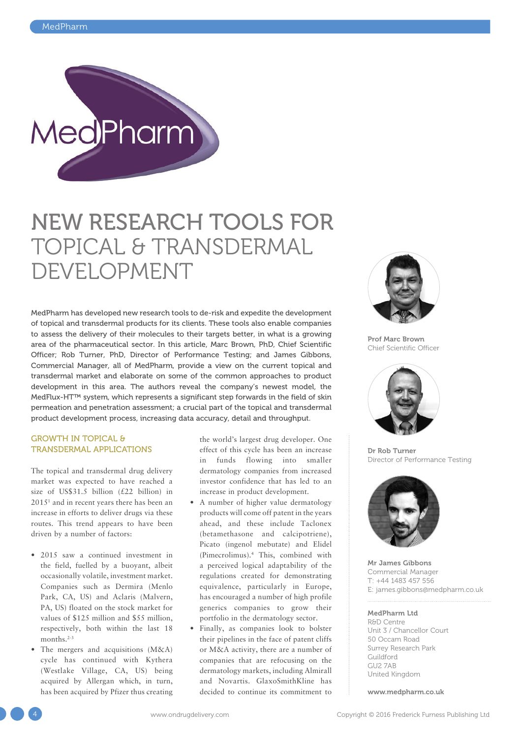# NEW RESEARCH TOOLS FOR TOPICAL & TRANSDERMAL DEVELOPMENT

MedPharm has developed new research tools to de-risk and expedite the development of topical and transdermal products for its clients. These tools also enable companies to assess the delivery of their molecules to their targets better, in what is a growing area of the pharmaceutical sector. In this article, Marc Brown, PhD, Chief Scientific Officer; Rob Turner, PhD, Director of Performance Testing; and James Gibbons, Commercial Manager, all of MedPharm, provide a view on the current topical and transdermal market and elaborate on some of the common approaches to product development in this area. The authors reveal the company's newest model, the MedFlux-HT™ system, which represents a significant step forwards in the field of skin permeation and penetration assessment; a crucial part of the topical and transdermal product development process, increasing data accuracy, detail and throughput.

## GROWTH IN TOPICAL & TRANSDERMAL APPLICATIONS

The topical and transdermal drug delivery market was expected to have reached a size of US$31.5 billion (£22 billion) in 2015[1] and in recent years there has been an increase in efforts to deliver drugs via these routes. This trend appears to have been driven by a number of factors:

- 2015 saw a continued investment in the field, fuelled by a buoyant, albeit occasionally volatile, investment market. Companies such as Dermira (Menlo Park, CA, US) and Aclaris (Malvern, PA, US) floated on the stock market for values of $125 million and $55 million, respectively, both within the last 18 months.[2-3]
- The mergers and acquisitions (M&A) cycle has continued with Kythera (Westlake Village, CA, US) being acquired by Allergan which, in turn, has been acquired by Pfizer thus creating the world's largest drug developer. One effect of this cycle has been an increase in funds flowing into smaller dermatology companies from increased investor confidence that has led to an increase in product development.
- A number of higher value dermatology products will come off patent in the years ahead, and these include Taclonex (betamethasone and calcipotriene), Picato (ingenol mebutate) and Elidel (Pimecrolimus).[4] This, combined with a perceived logical adaptability of the regulations created for demonstrating equivalence, particularly in Europe, has encouraged a number of high profile generics companies to grow their portfolio in the dermatology sector.
- Finally, as companies look to bolster their pipelines in the face of patent cliffs or M&A activity, there are a number of companies that are refocusing on the dermatology markets, including Almirall and Novartis. GlaxoSmithKline has decided to continue its commitment to

**Prof Marc Brown**
Chief Scientific Officer

**Dr Rob Turner**
Director of Performance Testing

**Mr James Gibbons**
Commercial Manager
T: +44 1483 457 556
E: james.gibbons@medpharm.co.uk

**MedPharm Ltd**
R&D Centre
Unit 3 / Chancellor Court
50 Occam Road
Surrey Research Park
Guildford
GU2 7AB
United Kingdom

**www.medpharm.co.uk**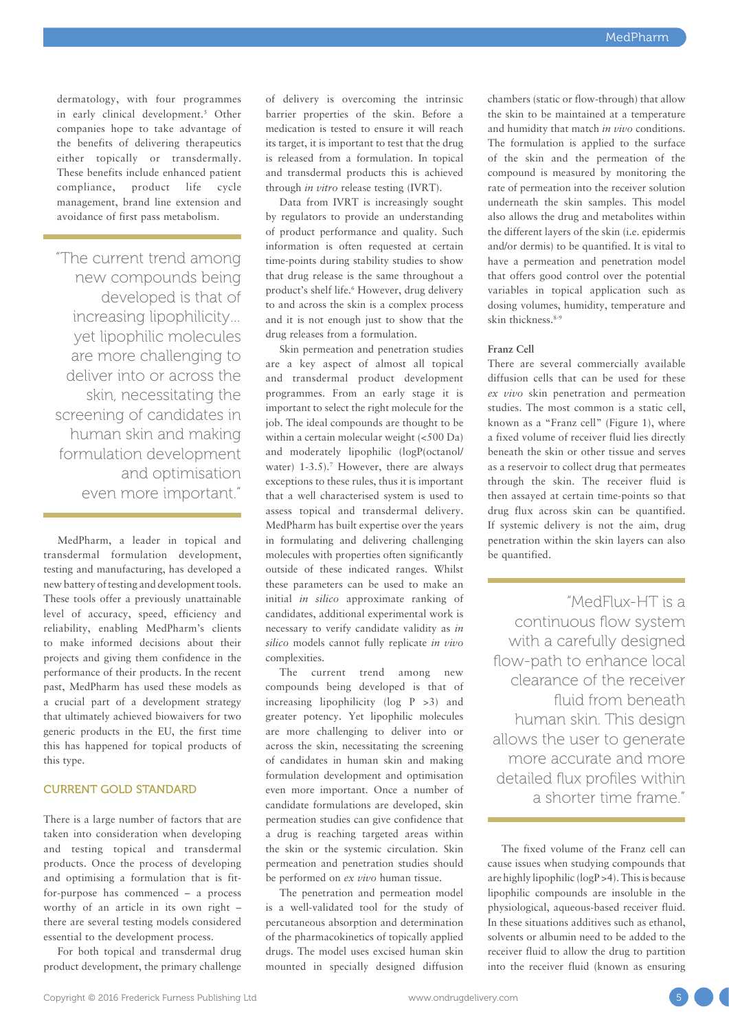dermatology, with four programmes in early clinical development.[5] Other companies hope to take advantage of the benefits of delivering therapeutics either topically or transdermally. These benefits include enhanced patient compliance, product life cycle management, brand line extension and avoidance of first pass metabolism.

> "The current trend among new compounds being developed is that of increasing lipophilicity… yet lipophilic molecules are more challenging to deliver into or across the skin, necessitating the screening of candidates in human skin and making formulation development and optimisation even more important."

MedPharm, a leader in topical and transdermal formulation development, testing and manufacturing, has developed a new battery of testing and development tools. These tools offer a previously unattainable level of accuracy, speed, efficiency and reliability, enabling MedPharm's clients to make informed decisions about their projects and giving them confidence in the performance of their products. In the recent past, MedPharm has used these models as a crucial part of a development strategy that ultimately achieved biowaivers for two generic products in the EU, the first time this has happened for topical products of this type.

## CURRENT GOLD STANDARD

There is a large number of factors that are taken into consideration when developing and testing topical and transdermal products. Once the process of developing and optimising a formulation that is fit-for-purpose has commenced – a process worthy of an article in its own right – there are several testing models considered essential to the development process.

For both topical and transdermal drug product development, the primary challenge of delivery is overcoming the intrinsic barrier properties of the skin. Before a medication is tested to ensure it will reach its target, it is important to test that the drug is released from a formulation. In topical and transdermal products this is achieved through *in vitro* release testing (IVRT).

Data from IVRT is increasingly sought by regulators to provide an understanding of product performance and quality. Such information is often requested at certain time-points during stability studies to show that drug release is the same throughout a product's shelf life.[6] However, drug delivery to and across the skin is a complex process and it is not enough just to show that the drug releases from a formulation.

Skin permeation and penetration studies are a key aspect of almost all topical and transdermal product development programmes. From an early stage it is important to select the right molecule for the job. The ideal compounds are thought to be within a certain molecular weight (<500 Da) and moderately lipophilic (logP(octanol/water) 1-3.5).[7] However, there are always exceptions to these rules, thus it is important that a well characterised system is used to assess topical and transdermal delivery. MedPharm has built expertise over the years in formulating and delivering challenging molecules with properties often significantly outside of these indicated ranges. Whilst these parameters can be used to make an initial *in silico* approximate ranking of candidates, additional experimental work is necessary to verify candidate validity as *in silico* models cannot fully replicate *in vivo* complexities.

The current trend among new compounds being developed is that of increasing lipophilicity (log P >3) and greater potency. Yet lipophilic molecules are more challenging to deliver into or across the skin, necessitating the screening of candidates in human skin and making formulation development and optimisation even more important. Once a number of candidate formulations are developed, skin permeation studies can give confidence that a drug is reaching targeted areas within the skin or the systemic circulation. Skin permeation and penetration studies should be performed on *ex vivo* human tissue.

The penetration and permeation model is a well-validated tool for the study of percutaneous absorption and determination of the pharmacokinetics of topically applied drugs. The model uses excised human skin mounted in specially designed diffusion chambers (static or flow-through) that allow the skin to be maintained at a temperature and humidity that match *in vivo* conditions. The formulation is applied to the surface of the skin and the permeation of the compound is measured by monitoring the rate of permeation into the receiver solution underneath the skin samples. This model also allows the drug and metabolites within the different layers of the skin (i.e. epidermis and/or dermis) to be quantified. It is vital to have a permeation and penetration model that offers good control over the potential variables in topical application such as dosing volumes, humidity, temperature and skin thickness.[8-9]

### Franz Cell

There are several commercially available diffusion cells that can be used for these *ex vivo* skin penetration and permeation studies. The most common is a static cell, known as a "Franz cell" (Figure 1), where a fixed volume of receiver fluid lies directly beneath the skin or other tissue and serves as a reservoir to collect drug that permeates through the skin. The receiver fluid is then assayed at certain time-points so that drug flux across skin can be quantified. If systemic delivery is not the aim, drug penetration within the skin layers can also be quantified.

> "MedFlux-HT is a continuous flow system with a carefully designed flow-path to enhance local clearance of the receiver fluid from beneath human skin. This design allows the user to generate more accurate and more detailed flux profiles within a shorter time frame."

The fixed volume of the Franz cell can cause issues when studying compounds that are highly lipophilic (logP >4). This is because lipophilic compounds are insoluble in the physiological, aqueous-based receiver fluid. In these situations additives such as ethanol, solvents or albumin need to be added to the receiver fluid to allow the drug to partition into the receiver fluid (known as ensuring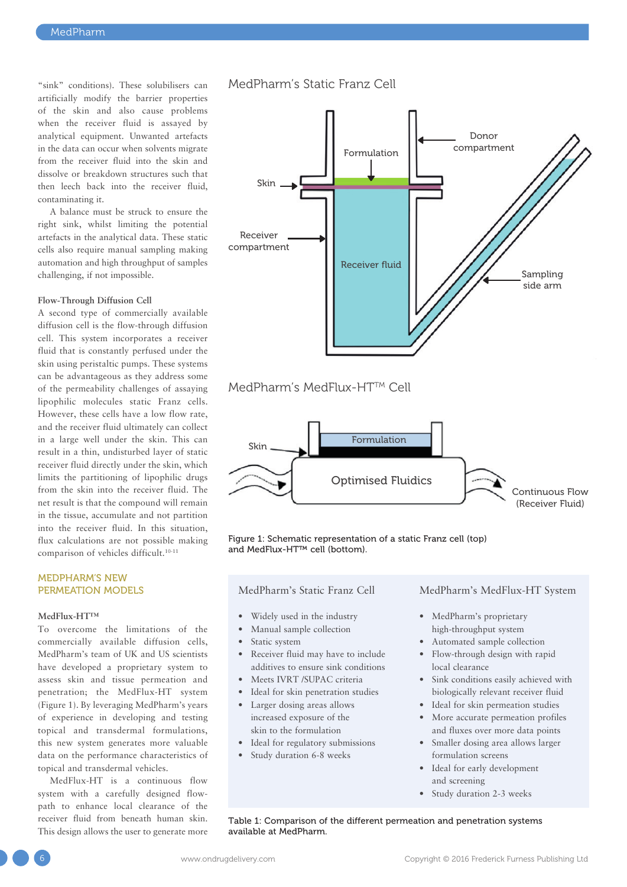"sink" conditions). These solubilisers can artificially modify the barrier properties of the skin and also cause problems when the receiver fluid is assayed by analytical equipment. Unwanted artefacts in the data can occur when solvents migrate from the receiver fluid into the skin and dissolve or breakdown structures such that then leech back into the receiver fluid, contaminating it.

A balance must be struck to ensure the right sink, whilst limiting the potential artefacts in the analytical data. These static cells also require manual sampling making automation and high throughput of samples challenging, if not impossible.

### Flow-Through Diffusion Cell

A second type of commercially available diffusion cell is the flow-through diffusion cell. This system incorporates a receiver fluid that is constantly perfused under the skin using peristaltic pumps. These systems can be advantageous as they address some of the permeability challenges of assaying lipophilic molecules static Franz cells. However, these cells have a low flow rate, and the receiver fluid ultimately can collect in a large well under the skin. This can result in a thin, undisturbed layer of static receiver fluid directly under the skin, which limits the partitioning of lipophilic drugs from the skin into the receiver fluid. The net result is that the compound will remain in the tissue, accumulate and not partition into the receiver fluid. In this situation, flux calculations are not possible making comparison of vehicles difficult.[10-11]

## MEDPHARM'S NEW PERMEATION MODELS

### MedFlux-HT™

To overcome the limitations of the commercially available diffusion cells, MedPharm's team of UK and US scientists have developed a proprietary system to assess skin and tissue permeation and penetration; the MedFlux-HT system (Figure 1). By leveraging MedPharm's years of experience in developing and testing topical and transdermal formulations, this new system generates more valuable data on the performance characteristics of topical and transdermal vehicles.

MedFlux-HT is a continuous flow system with a carefully designed flow-path to enhance local clearance of the receiver fluid from beneath human skin. This design allows the user to generate more

MedPharm's Static Franz Cell

Formulation | Donor compartment | Skin | Receiver compartment | Receiver fluid | Sampling side arm

MedPharm's MedFlux-HT™ Cell

Skin | Formulation | Optimised Fluidics | Continuous Flow (Receiver Fluid)

Figure 1: Schematic representation of a static Franz cell (top) and MedFlux-HT™ cell (bottom).

| MedPharm's Static Franz Cell | MedPharm's MedFlux-HT System |
|---|---|
| • Widely used in the industry<br>• Manual sample collection<br>• Static system<br>• Receiver fluid may have to include additives to ensure sink conditions<br>• Meets IVRT /SUPAC criteria<br>• Ideal for skin penetration studies<br>• Larger dosing areas allows increased exposure of the skin to the formulation<br>• Ideal for regulatory submissions<br>• Study duration 6-8 weeks | • MedPharm's proprietary high-throughput system<br>• Automated sample collection<br>• Flow-through design with rapid local clearance<br>• Sink conditions easily achieved with biologically relevant receiver fluid<br>• Ideal for skin permeation studies<br>• More accurate permeation profiles and fluxes over more data points<br>• Smaller dosing area allows larger formulation screens<br>• Ideal for early development and screening<br>• Study duration 2-3 weeks |

Table 1: Comparison of the different permeation and penetration systems available at MedPharm.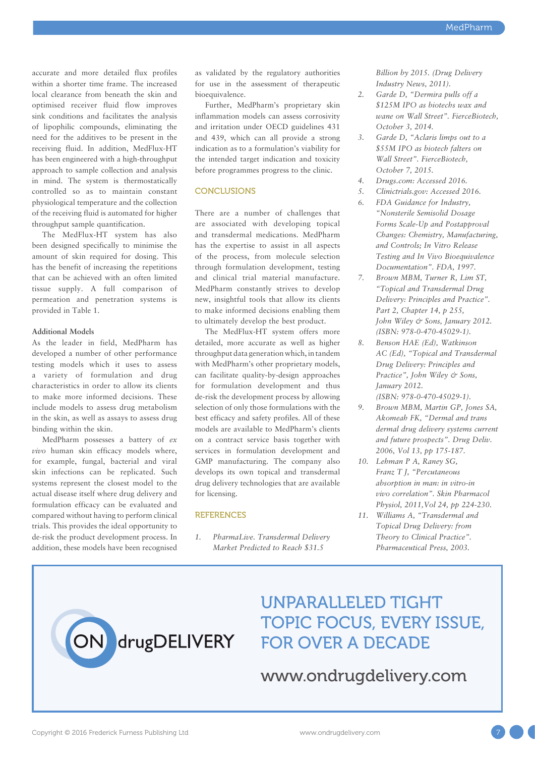accurate and more detailed flux profiles within a shorter time frame. The increased local clearance from beneath the skin and optimised receiver fluid flow improves sink conditions and facilitates the analysis of lipophilic compounds, eliminating the need for the additives to be present in the receiving fluid. In addition, MedFlux-HT has been engineered with a high-throughput approach to sample collection and analysis in mind. The system is thermostatically controlled so as to maintain constant physiological temperature and the collection of the receiving fluid is automated for higher throughput sample quantification.

The MedFlux-HT system has also been designed specifically to minimise the amount of skin required for dosing. This has the benefit of increasing the repetitions that can be achieved with an often limited tissue supply. A full comparison of permeation and penetration systems is provided in Table 1.

### Additional Models

As the leader in field, MedPharm has developed a number of other performance testing models which it uses to assess a variety of formulation and drug characteristics in order to allow its clients to make more informed decisions. These include models to assess drug metabolism in the skin, as well as assays to assess drug binding within the skin.

MedPharm possesses a battery of *ex vivo* human skin efficacy models where, for example, fungal, bacterial and viral skin infections can be replicated. Such systems represent the closest model to the actual disease itself where drug delivery and formulation efficacy can be evaluated and compared without having to perform clinical trials. This provides the ideal opportunity to de-risk the product development process. In addition, these models have been recognised as validated by the regulatory authorities for use in the assessment of therapeutic bioequivalence.

Further, MedPharm's proprietary skin inflammation models can assess corrosivity and irritation under OECD guidelines 431 and 439, which can all provide a strong indication as to a formulation's viability for the intended target indication and toxicity before programmes progress to the clinic.

## CONCLUSIONS

There are a number of challenges that are associated with developing topical and transdermal medications. MedPharm has the expertise to assist in all aspects of the process, from molecule selection through formulation development, testing and clinical trial material manufacture. MedPharm constantly strives to develop new, insightful tools that allow its clients to make informed decisions enabling them to ultimately develop the best product.

The MedFlux-HT system offers more detailed, more accurate as well as higher throughput data generation which, in tandem with MedPharm's other proprietary models, can facilitate quality-by-design approaches for formulation development and thus de-risk the development process by allowing selection of only those formulations with the best efficacy and safety profiles. All of these models are available to MedPharm's clients on a contract service basis together with services in formulation development and GMP manufacturing. The company also develops its own topical and transdermal drug delivery technologies that are available for licensing.

## REFERENCES

1. *PharmaLive. Transdermal Delivery Market Predicted to Reach $31.5 Billion by 2015. (Drug Delivery Industry News, 2011).*
2. *Garde D, "Dermira pulls off a $125M IPO as biotechs wax and wane on Wall Street". FierceBiotech, October 3, 2014.*
3. *Garde D, "Aclaris limps out to a $55M IPO as biotech falters on Wall Street". FierceBiotech, October 7, 2015.*
4. *Drugs.com: Accessed 2016.*
5. *Clinictrials.gov: Accessed 2016.*
6. *FDA Guidance for Industry, "Nonsterile Semisolid Dosage Forms Scale-Up and Postapproval Changes: Chemistry, Manufacturing, and Controls; In Vitro Release Testing and In Vivo Bioequivalence Documentation". FDA, 1997.*
7. *Brown MBM, Turner R, Lim ST, "Topical and Transdermal Drug Delivery: Principles and Practice". Part 2, Chapter 14, p 255, John Wiley & Sons, January 2012. (ISBN: 978-0-470-45029-1).*
8. *Benson HAE (Ed), Watkinson AC (Ed), "Topical and Transdermal Drug Delivery: Principles and Practice", John Wiley & Sons, January 2012. (ISBN: 978-0-470-45029-1).*
9. *Brown MBM, Martin GP, Jones SA, Akomeah FK, "Dermal and trans dermal drug delivery systems current and future prospects". Drug Deliv. 2006, Vol 13, pp 175-187.*
10. *Lehman P A, Raney SG, Franz T J, "Percutaneous absorption in man: in vitro-in vivo correlation". Skin Pharmacol Physiol, 2011,Vol 24, pp 224-230.*
11. *Williams A, "Transdermal and Topical Drug Delivery: from Theory to Clinical Practice". Pharmaceutical Press, 2003.*

ON drugDELIVERY

UNPARALLELED TIGHT TOPIC FOCUS, EVERY ISSUE, FOR OVER A DECADE

www.ondrugdelivery.com